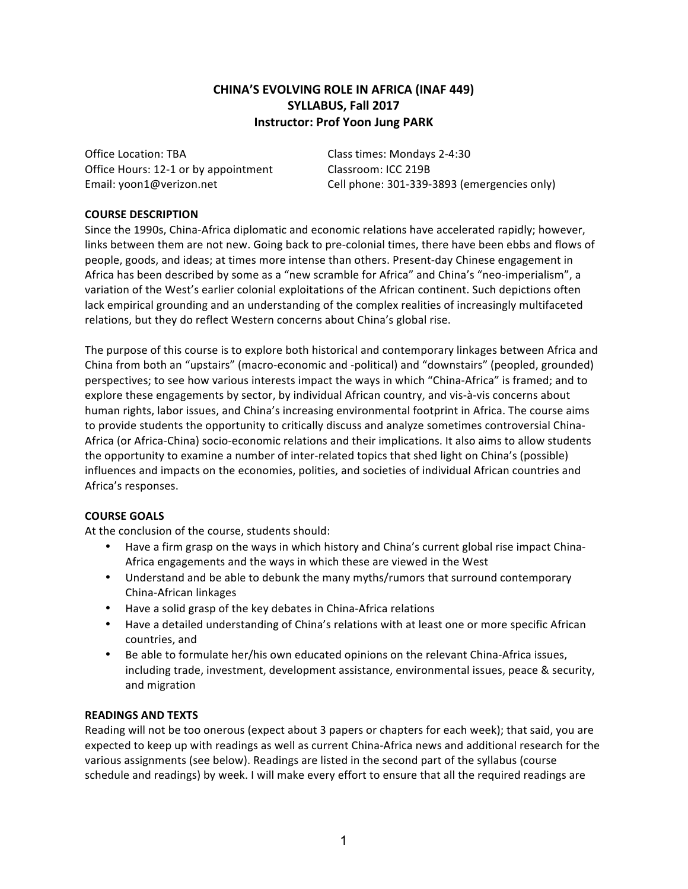# CHINA'S EVOLVING ROLE IN AFRICA (INAF 449)
## SYLLABUS, Fall 2017
### Instructor: Prof Yoon Jung PARK

Office Location: TBA
Office Hours: 12-1 or by appointment
Email: yoon1@verizon.net

Class times: Mondays 2-4:30
Classroom: ICC 219B
Cell phone: 301-339-3893 (emergencies only)

**COURSE DESCRIPTION**

Since the 1990s, China-Africa diplomatic and economic relations have accelerated rapidly; however, links between them are not new. Going back to pre-colonial times, there have been ebbs and flows of people, goods, and ideas; at times more intense than others. Present-day Chinese engagement in Africa has been described by some as a "new scramble for Africa" and China's "neo-imperialism", a variation of the West's earlier colonial exploitations of the African continent. Such depictions often lack empirical grounding and an understanding of the complex realities of increasingly multifaceted relations, but they do reflect Western concerns about China's global rise.

The purpose of this course is to explore both historical and contemporary linkages between Africa and China from both an "upstairs" (macro-economic and -political) and "downstairs" (peopled, grounded) perspectives; to see how various interests impact the ways in which "China-Africa" is framed; and to explore these engagements by sector, by individual African country, and vis-à-vis concerns about human rights, labor issues, and China's increasing environmental footprint in Africa. The course aims to provide students the opportunity to critically discuss and analyze sometimes controversial China-Africa (or Africa-China) socio-economic relations and their implications. It also aims to allow students the opportunity to examine a number of inter-related topics that shed light on China's (possible) influences and impacts on the economies, polities, and societies of individual African countries and Africa's responses.

**COURSE GOALS**

At the conclusion of the course, students should:

- Have a firm grasp on the ways in which history and China's current global rise impact China-Africa engagements and the ways in which these are viewed in the West
- Understand and be able to debunk the many myths/rumors that surround contemporary China-African linkages
- Have a solid grasp of the key debates in China-Africa relations
- Have a detailed understanding of China's relations with at least one or more specific African countries, and
- Be able to formulate her/his own educated opinions on the relevant China-Africa issues, including trade, investment, development assistance, environmental issues, peace & security, and migration

**READINGS AND TEXTS**

Reading will not be too onerous (expect about 3 papers or chapters for each week); that said, you are expected to keep up with readings as well as current China-Africa news and additional research for the various assignments (see below). Readings are listed in the second part of the syllabus (course schedule and readings) by week. I will make every effort to ensure that all the required readings are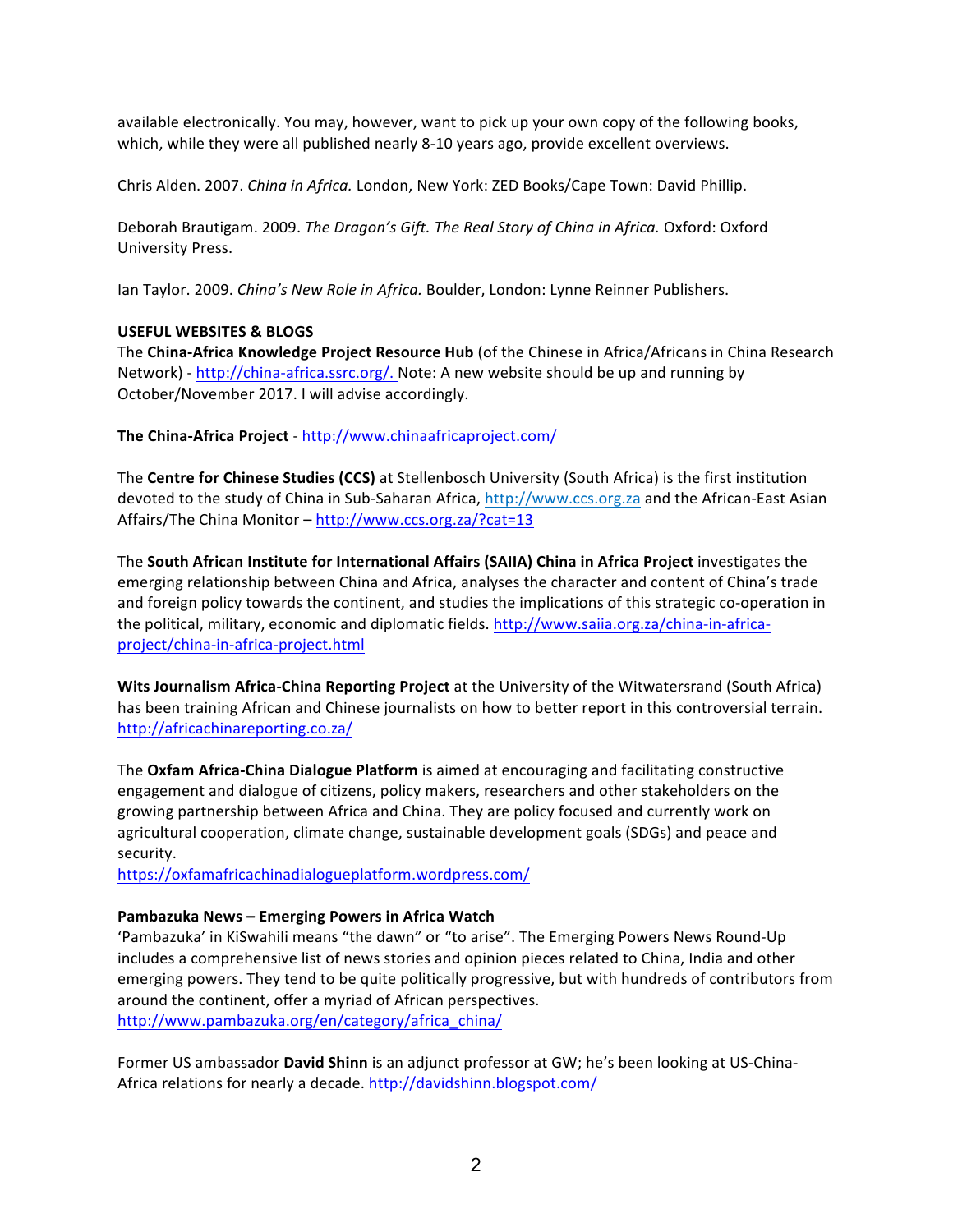available electronically. You may, however, want to pick up your own copy of the following books, which, while they were all published nearly 8-10 years ago, provide excellent overviews.

Chris Alden. 2007. *China in Africa.* London, New York: ZED Books/Cape Town: David Phillip.

Deborah Brautigam. 2009. *The Dragon's Gift. The Real Story of China in Africa.* Oxford: Oxford University Press.

Ian Taylor. 2009. *China's New Role in Africa.* Boulder, London: Lynne Reinner Publishers.

**USEFUL WEBSITES & BLOGS**

The **China-Africa Knowledge Project Resource Hub** (of the Chinese in Africa/Africans in China Research Network) - http://china-africa.ssrc.org/. Note: A new website should be up and running by October/November 2017. I will advise accordingly.

**The China-Africa Project** - http://www.chinaafricaproject.com/

The **Centre for Chinese Studies (CCS)** at Stellenbosch University (South Africa) is the first institution devoted to the study of China in Sub-Saharan Africa, http://www.ccs.org.za and the African-East Asian Affairs/The China Monitor – http://www.ccs.org.za/?cat=13

The **South African Institute for International Affairs (SAIIA) China in Africa Project** investigates the emerging relationship between China and Africa, analyses the character and content of China's trade and foreign policy towards the continent, and studies the implications of this strategic co-operation in the political, military, economic and diplomatic fields. http://www.saiia.org.za/china-in-africa-project/china-in-africa-project.html

**Wits Journalism Africa-China Reporting Project** at the University of the Witwatersrand (South Africa) has been training African and Chinese journalists on how to better report in this controversial terrain. http://africachinareporting.co.za/

The **Oxfam Africa-China Dialogue Platform** is aimed at encouraging and facilitating constructive engagement and dialogue of citizens, policy makers, researchers and other stakeholders on the growing partnership between Africa and China. They are policy focused and currently work on agricultural cooperation, climate change, sustainable development goals (SDGs) and peace and security.
https://oxfamafricachinadialogueplatform.wordpress.com/

**Pambazuka News – Emerging Powers in Africa Watch**
'Pambazuka' in KiSwahili means "the dawn" or "to arise". The Emerging Powers News Round-Up includes a comprehensive list of news stories and opinion pieces related to China, India and other emerging powers. They tend to be quite politically progressive, but with hundreds of contributors from around the continent, offer a myriad of African perspectives.
http://www.pambazuka.org/en/category/africa_china/

Former US ambassador **David Shinn** is an adjunct professor at GW; he's been looking at US-China-Africa relations for nearly a decade. http://davidshinn.blogspot.com/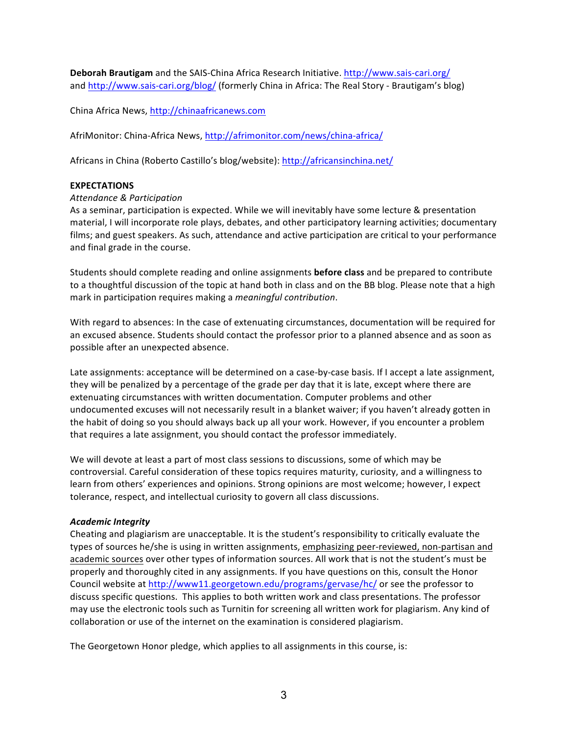**Deborah Brautigam** and the SAIS-China Africa Research Initiative. http://www.sais-cari.org/ and http://www.sais-cari.org/blog/ (formerly China in Africa: The Real Story - Brautigam's blog)

China Africa News, http://chinaafricanews.com

AfriMonitor: China-Africa News, http://afrimonitor.com/news/china-africa/

Africans in China (Roberto Castillo's blog/website): http://africansinchina.net/

**EXPECTATIONS**

*Attendance & Participation*

As a seminar, participation is expected. While we will inevitably have some lecture & presentation material, I will incorporate role plays, debates, and other participatory learning activities; documentary films; and guest speakers. As such, attendance and active participation are critical to your performance and final grade in the course.

Students should complete reading and online assignments **before class** and be prepared to contribute to a thoughtful discussion of the topic at hand both in class and on the BB blog. Please note that a high mark in participation requires making a *meaningful contribution*.

With regard to absences: In the case of extenuating circumstances, documentation will be required for an excused absence. Students should contact the professor prior to a planned absence and as soon as possible after an unexpected absence.

Late assignments: acceptance will be determined on a case-by-case basis. If I accept a late assignment, they will be penalized by a percentage of the grade per day that it is late, except where there are extenuating circumstances with written documentation. Computer problems and other undocumented excuses will not necessarily result in a blanket waiver; if you haven't already gotten in the habit of doing so you should always back up all your work. However, if you encounter a problem that requires a late assignment, you should contact the professor immediately.

We will devote at least a part of most class sessions to discussions, some of which may be controversial. Careful consideration of these topics requires maturity, curiosity, and a willingness to learn from others' experiences and opinions. Strong opinions are most welcome; however, I expect tolerance, respect, and intellectual curiosity to govern all class discussions.

***Academic Integrity***

Cheating and plagiarism are unacceptable. It is the student's responsibility to critically evaluate the types of sources he/she is using in written assignments, emphasizing peer-reviewed, non-partisan and academic sources over other types of information sources. All work that is not the student's must be properly and thoroughly cited in any assignments. If you have questions on this, consult the Honor Council website at http://www11.georgetown.edu/programs/gervase/hc/ or see the professor to discuss specific questions. This applies to both written work and class presentations. The professor may use the electronic tools such as Turnitin for screening all written work for plagiarism. Any kind of collaboration or use of the internet on the examination is considered plagiarism.

The Georgetown Honor pledge, which applies to all assignments in this course, is: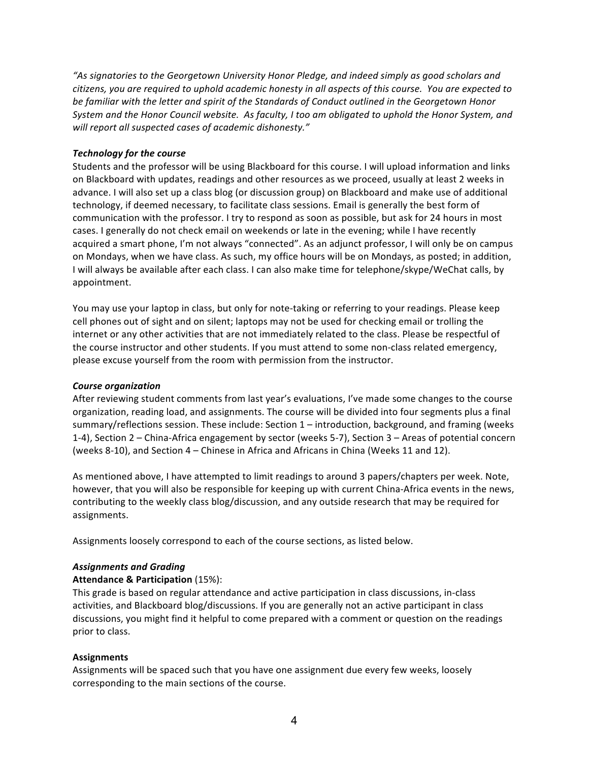*"As signatories to the Georgetown University Honor Pledge, and indeed simply as good scholars and citizens, you are required to uphold academic honesty in all aspects of this course. You are expected to be familiar with the letter and spirit of the Standards of Conduct outlined in the Georgetown Honor System and the Honor Council website. As faculty, I too am obligated to uphold the Honor System, and will report all suspected cases of academic dishonesty."*

***Technology for the course***

Students and the professor will be using Blackboard for this course. I will upload information and links on Blackboard with updates, readings and other resources as we proceed, usually at least 2 weeks in advance. I will also set up a class blog (or discussion group) on Blackboard and make use of additional technology, if deemed necessary, to facilitate class sessions. Email is generally the best form of communication with the professor. I try to respond as soon as possible, but ask for 24 hours in most cases. I generally do not check email on weekends or late in the evening; while I have recently acquired a smart phone, I'm not always "connected". As an adjunct professor, I will only be on campus on Mondays, when we have class. As such, my office hours will be on Mondays, as posted; in addition, I will always be available after each class. I can also make time for telephone/skype/WeChat calls, by appointment.

You may use your laptop in class, but only for note-taking or referring to your readings. Please keep cell phones out of sight and on silent; laptops may not be used for checking email or trolling the internet or any other activities that are not immediately related to the class. Please be respectful of the course instructor and other students. If you must attend to some non-class related emergency, please excuse yourself from the room with permission from the instructor.

***Course organization***

After reviewing student comments from last year's evaluations, I've made some changes to the course organization, reading load, and assignments. The course will be divided into four segments plus a final summary/reflections session. These include: Section 1 – introduction, background, and framing (weeks 1-4), Section 2 – China-Africa engagement by sector (weeks 5-7), Section 3 – Areas of potential concern (weeks 8-10), and Section 4 – Chinese in Africa and Africans in China (Weeks 11 and 12).

As mentioned above, I have attempted to limit readings to around 3 papers/chapters per week. Note, however, that you will also be responsible for keeping up with current China-Africa events in the news, contributing to the weekly class blog/discussion, and any outside research that may be required for assignments.

Assignments loosely correspond to each of the course sections, as listed below.

***Assignments and Grading***

**Attendance & Participation** (15%):

This grade is based on regular attendance and active participation in class discussions, in-class activities, and Blackboard blog/discussions. If you are generally not an active participant in class discussions, you might find it helpful to come prepared with a comment or question on the readings prior to class.

**Assignments**

Assignments will be spaced such that you have one assignment due every few weeks, loosely corresponding to the main sections of the course.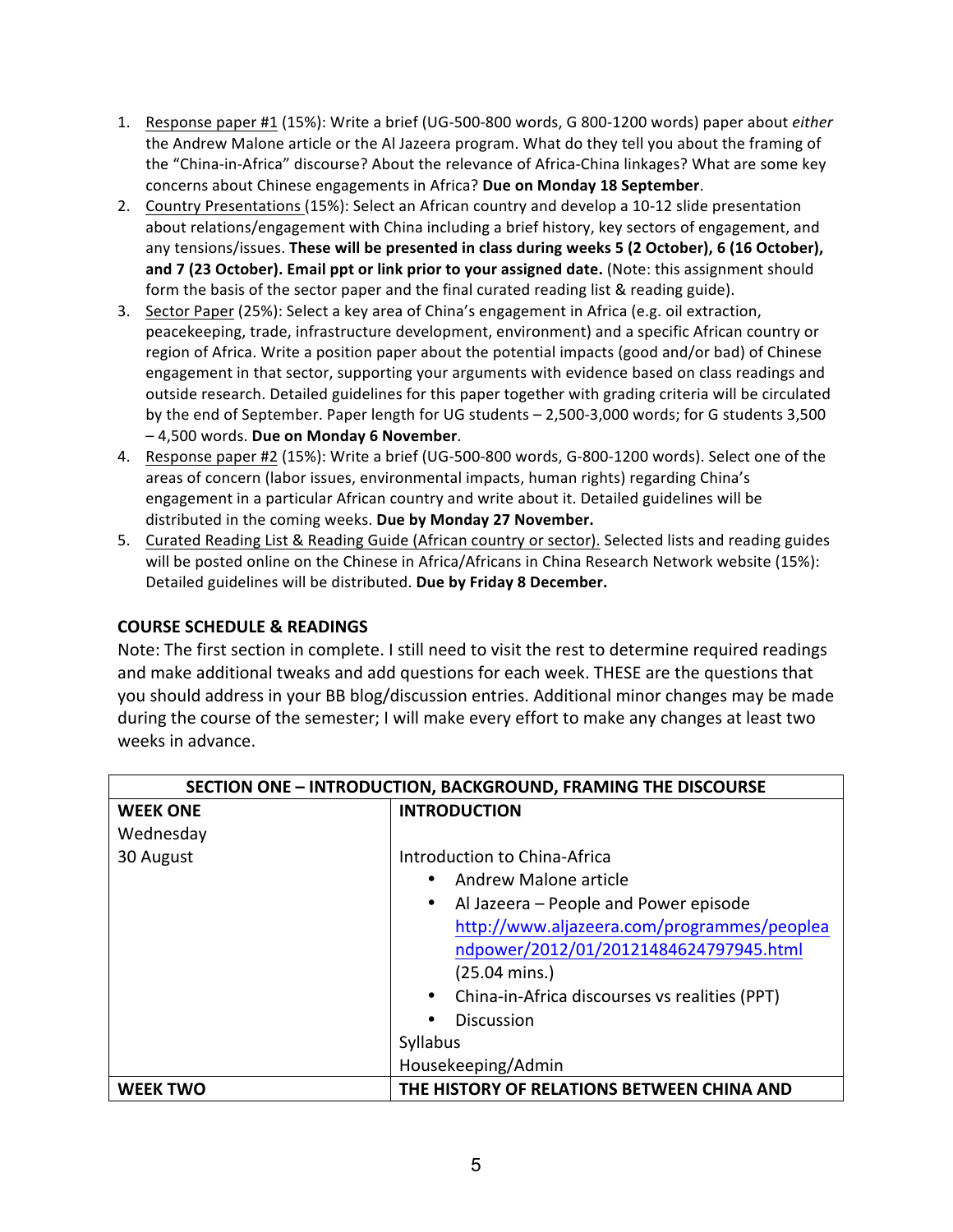1. Response paper #1 (15%): Write a brief (UG-500-800 words, G 800-1200 words) paper about *either* the Andrew Malone article or the Al Jazeera program. What do they tell you about the framing of the "China-in-Africa" discourse? About the relevance of Africa-China linkages? What are some key concerns about Chinese engagements in Africa? **Due on Monday 18 September**.
2. Country Presentations (15%): Select an African country and develop a 10-12 slide presentation about relations/engagement with China including a brief history, key sectors of engagement, and any tensions/issues. **These will be presented in class during weeks 5 (2 October), 6 (16 October), and 7 (23 October). Email ppt or link prior to your assigned date.** (Note: this assignment should form the basis of the sector paper and the final curated reading list & reading guide).
3. Sector Paper (25%): Select a key area of China's engagement in Africa (e.g. oil extraction, peacekeeping, trade, infrastructure development, environment) and a specific African country or region of Africa. Write a position paper about the potential impacts (good and/or bad) of Chinese engagement in that sector, supporting your arguments with evidence based on class readings and outside research. Detailed guidelines for this paper together with grading criteria will be circulated by the end of September. Paper length for UG students – 2,500-3,000 words; for G students 3,500 – 4,500 words. **Due on Monday 6 November**.
4. Response paper #2 (15%): Write a brief (UG-500-800 words, G-800-1200 words). Select one of the areas of concern (labor issues, environmental impacts, human rights) regarding China's engagement in a particular African country and write about it. Detailed guidelines will be distributed in the coming weeks. **Due by Monday 27 November.**
5. Curated Reading List & Reading Guide (African country or sector). Selected lists and reading guides will be posted online on the Chinese in Africa/Africans in China Research Network website (15%): Detailed guidelines will be distributed. **Due by Friday 8 December.**

## COURSE SCHEDULE & READINGS

Note: The first section in complete. I still need to visit the rest to determine required readings and make additional tweaks and add questions for each week. THESE are the questions that you should address in your BB blog/discussion entries. Additional minor changes may be made during the course of the semester; I will make every effort to make any changes at least two weeks in advance.

| **SECTION ONE – INTRODUCTION, BACKGROUND, FRAMING THE DISCOURSE** | |
|---|---|
| **WEEK ONE**<br>Wednesday<br>30 August | **INTRODUCTION**<br><br>Introduction to China-Africa<br>• Andrew Malone article<br>• Al Jazeera – People and Power episode http://www.aljazeera.com/programmes/peopleandpower/2012/01/20121484624797945.html (25.04 mins.)<br>• China-in-Africa discourses vs realities (PPT)<br>• Discussion<br>Syllabus<br>Housekeeping/Admin |
| **WEEK TWO** | **THE HISTORY OF RELATIONS BETWEEN CHINA AND** |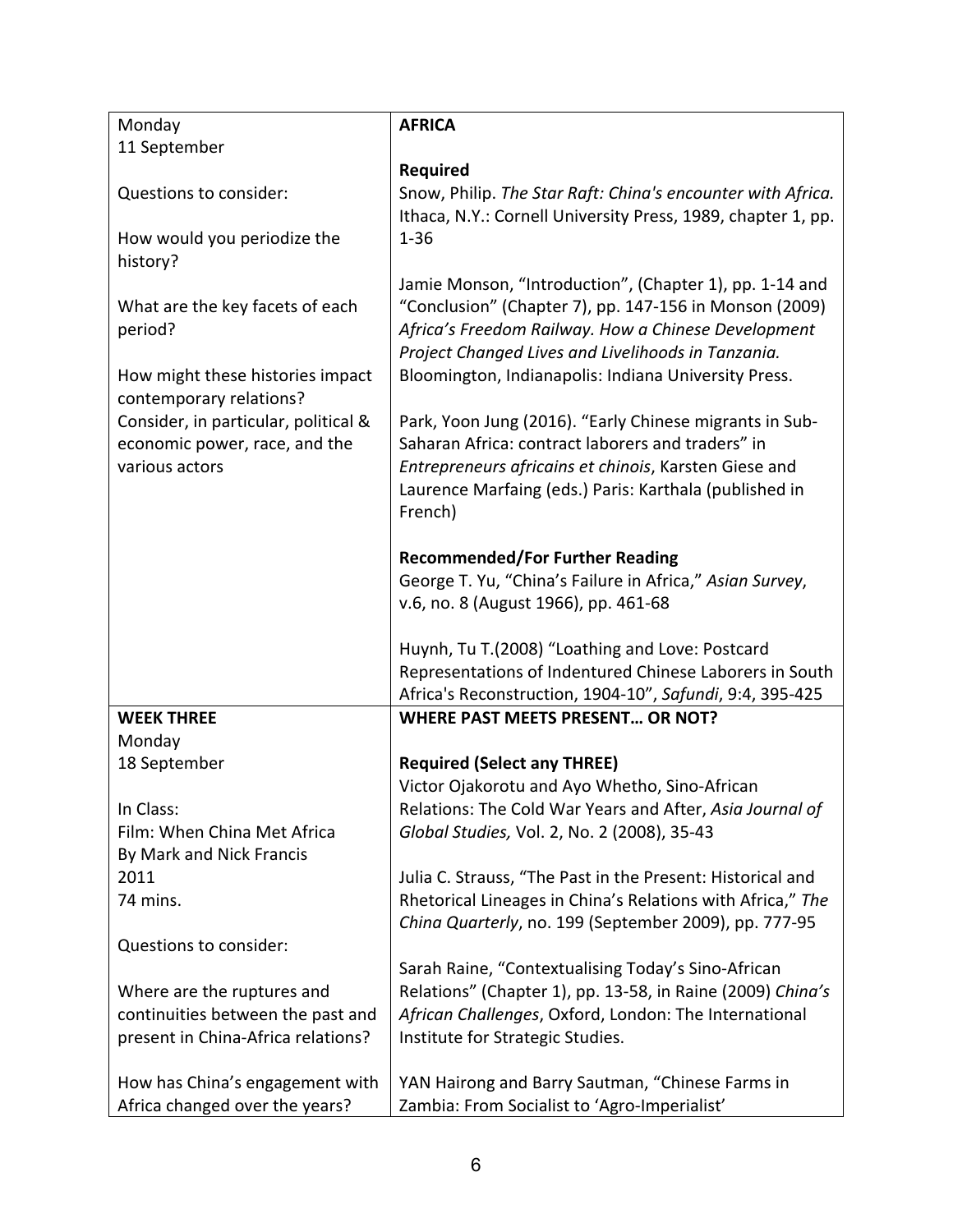| | |
|---|---|
| Monday<br>11 September<br><br>Questions to consider:<br><br>How would you periodize the history?<br><br>What are the key facets of each period?<br><br>How might these histories impact contemporary relations?<br>Consider, in particular, political & economic power, race, and the various actors | **AFRICA**<br><br>**Required**<br>Snow, Philip. *The Star Raft: China's encounter with Africa.* Ithaca, N.Y.: Cornell University Press, 1989, chapter 1, pp. 1-36<br><br>Jamie Monson, "Introduction", (Chapter 1), pp. 1-14 and "Conclusion" (Chapter 7), pp. 147-156 in Monson (2009) *Africa's Freedom Railway. How a Chinese Development Project Changed Lives and Livelihoods in Tanzania.* Bloomington, Indianapolis: Indiana University Press.<br><br>Park, Yoon Jung (2016). "Early Chinese migrants in Sub-Saharan Africa: contract laborers and traders" in *Entrepreneurs africains et chinois*, Karsten Giese and Laurence Marfaing (eds.) Paris: Karthala (published in French)<br><br>**Recommended/For Further Reading**<br>George T. Yu, "China's Failure in Africa," *Asian Survey*, v.6, no. 8 (August 1966), pp. 461-68<br><br>Huynh, Tu T.(2008) "Loathing and Love: Postcard Representations of Indentured Chinese Laborers in South Africa's Reconstruction, 1904-10", *Safundi*, 9:4, 395-425 |
| **WEEK THREE**<br>Monday<br>18 September<br><br>In Class:<br>Film: When China Met Africa<br>By Mark and Nick Francis<br>2011<br>74 mins.<br><br>Questions to consider:<br><br>Where are the ruptures and continuities between the past and present in China-Africa relations?<br><br>How has China's engagement with Africa changed over the years? | **WHERE PAST MEETS PRESENT… OR NOT?**<br><br>**Required (Select any THREE)**<br>Victor Ojakorotu and Ayo Whetho, Sino-African Relations: The Cold War Years and After, *Asia Journal of Global Studies,* Vol. 2, No. 2 (2008), 35-43<br><br>Julia C. Strauss, "The Past in the Present: Historical and Rhetorical Lineages in China's Relations with Africa," *The China Quarterly*, no. 199 (September 2009), pp. 777-95<br><br>Sarah Raine, "Contextualising Today's Sino-African Relations" (Chapter 1), pp. 13-58, in Raine (2009) *China's African Challenges*, Oxford, London: The International Institute for Strategic Studies.<br><br>YAN Hairong and Barry Sautman, "Chinese Farms in Zambia: From Socialist to 'Agro-Imperialist' |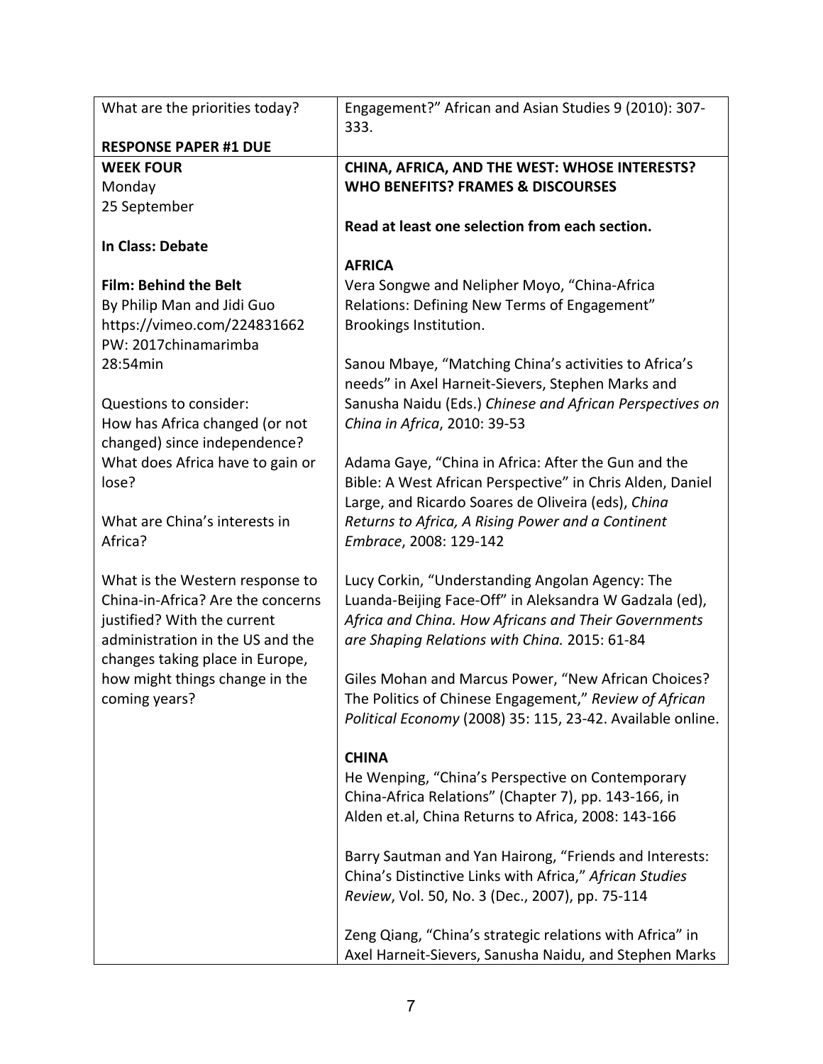| | |
|---|---|
| What are the priorities today?<br><br>**RESPONSE PAPER #1 DUE** | Engagement?" African and Asian Studies 9 (2010): 307-333. |
| **WEEK FOUR**<br>Monday<br>25 September<br><br>**In Class: Debate**<br><br>**Film: Behind the Belt**<br>By Philip Man and Jidi Guo<br>https://vimeo.com/224831662<br>PW: 2017chinamarimba<br>28:54min<br><br>Questions to consider:<br>How has Africa changed (or not changed) since independence?<br>What does Africa have to gain or lose?<br><br>What are China's interests in Africa?<br><br>What is the Western response to China-in-Africa? Are the concerns justified? With the current administration in the US and the changes taking place in Europe, how might things change in the coming years? | **CHINA, AFRICA, AND THE WEST: WHOSE INTERESTS? WHO BENEFITS? FRAMES & DISCOURSES**<br><br>**Read at least one selection from each section.**<br><br>**AFRICA**<br>Vera Songwe and Nelipher Moyo, "China-Africa Relations: Defining New Terms of Engagement" Brookings Institution.<br><br>Sanou Mbaye, "Matching China's activities to Africa's needs" in Axel Harneit-Sievers, Stephen Marks and Sanusha Naidu (Eds.) *Chinese and African Perspectives on China in Africa*, 2010: 39-53<br><br>Adama Gaye, "China in Africa: After the Gun and the Bible: A West African Perspective" in Chris Alden, Daniel Large, and Ricardo Soares de Oliveira (eds), *China Returns to Africa, A Rising Power and a Continent Embrace*, 2008: 129-142<br><br>Lucy Corkin, "Understanding Angolan Agency: The Luanda-Beijing Face-Off" in Aleksandra W Gadzala (ed), *Africa and China. How Africans and Their Governments are Shaping Relations with China.* 2015: 61-84<br><br>Giles Mohan and Marcus Power, "New African Choices? The Politics of Chinese Engagement," *Review of African Political Economy* (2008) 35: 115, 23-42. Available online.<br><br>**CHINA**<br>He Wenping, "China's Perspective on Contemporary China-Africa Relations" (Chapter 7), pp. 143-166, in Alden et.al, China Returns to Africa, 2008: 143-166<br><br>Barry Sautman and Yan Hairong, "Friends and Interests: China's Distinctive Links with Africa," *African Studies Review*, Vol. 50, No. 3 (Dec., 2007), pp. 75-114<br><br>Zeng Qiang, "China's strategic relations with Africa" in Axel Harneit-Sievers, Sanusha Naidu, and Stephen Marks |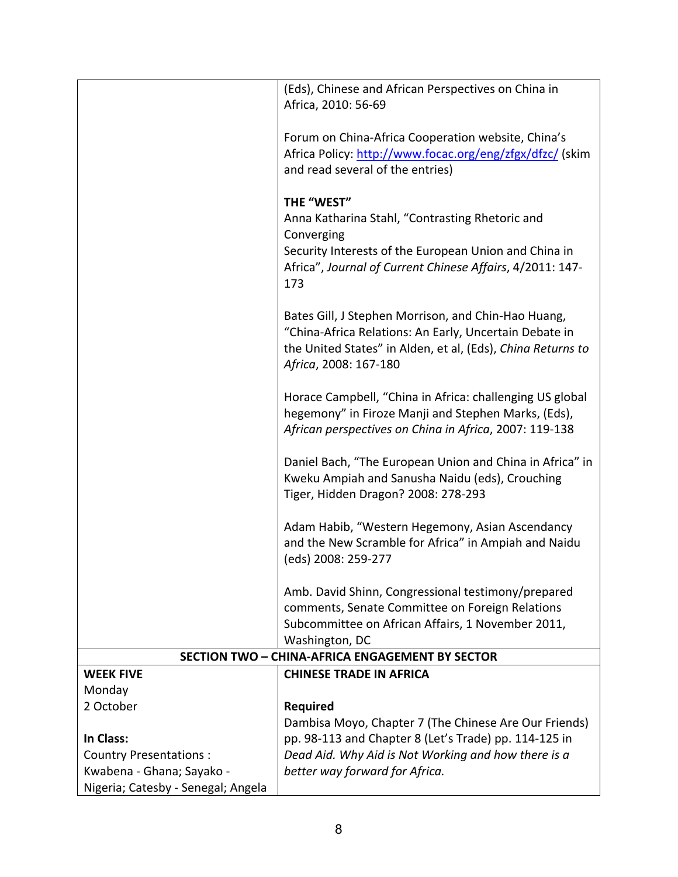| | |
|---|---|
| | (Eds), Chinese and African Perspectives on China in Africa, 2010: 56-69<br><br>Forum on China-Africa Cooperation website, China's Africa Policy: [http://www.focac.org/eng/zfgx/dfzc/](http://www.focac.org/eng/zfgx/dfzc/) (skim and read several of the entries)<br><br>**THE "WEST"**<br>Anna Katharina Stahl, "Contrasting Rhetoric and Converging<br>Security Interests of the European Union and China in Africa", *Journal of Current Chinese Affairs*, 4/2011: 147-173<br><br>Bates Gill, J Stephen Morrison, and Chin-Hao Huang, "China-Africa Relations: An Early, Uncertain Debate in the United States" in Alden, et al (Eds), *China Returns to Africa*, 2008: 167-180<br><br>Horace Campbell, "China in Africa: challenging US global hegemony" in Firoze Manji and Stephen Marks, (Eds), *African perspectives on China in Africa*, 2007: 119-138<br><br>Daniel Bach, "The European Union and China in Africa" in Kweku Ampiah and Sanusha Naidu (eds), Crouching Tiger, Hidden Dragon? 2008: 278-293<br><br>Adam Habib, "Western Hegemony, Asian Ascendancy and the New Scramble for Africa" in Ampiah and Naidu (eds) 2008: 259-277<br><br>Amb. David Shinn, Congressional testimony/prepared comments, Senate Committee on Foreign Relations Subcommittee on African Affairs, 1 November 2011, Washington, DC |
| **SECTION TWO – CHINA-AFRICA ENGAGEMENT BY SECTOR** | |
| **WEEK FIVE**<br>Monday<br>2 October<br><br>**In Class:**<br>Country Presentations :<br>Kwabena - Ghana; Sayako - Nigeria; Catesby - Senegal; Angela | **CHINESE TRADE IN AFRICA**<br><br>**Required**<br>Dambisa Moyo, Chapter 7 (The Chinese Are Our Friends) pp. 98-113 and Chapter 8 (Let's Trade) pp. 114-125 in *Dead Aid. Why Aid is Not Working and how there is a better way forward for Africa.* |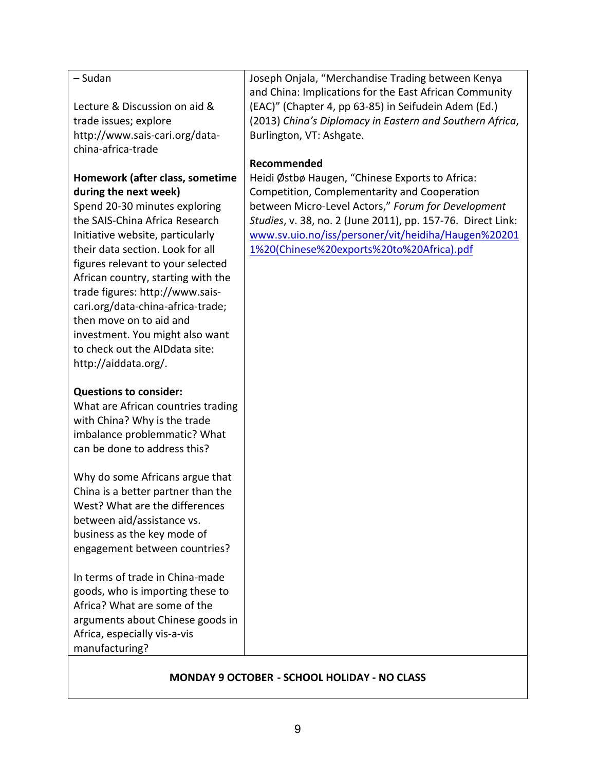| | |
|---|---|
| – Sudan<br><br>Lecture & Discussion on aid & trade issues; explore http://www.sais-cari.org/data-china-africa-trade<br><br>**Homework (after class, sometime during the next week)**<br>Spend 20-30 minutes exploring the SAIS-China Africa Research Initiative website, particularly their data section. Look for all figures relevant to your selected African country, starting with the trade figures: http://www.sais-cari.org/data-china-africa-trade; then move on to aid and investment. You might also want to check out the AIDdata site: http://aiddata.org/.<br><br>**Questions to consider:**<br>What are African countries trading with China? Why is the trade imbalance problemmatic? What can be done to address this?<br><br>Why do some Africans argue that China is a better partner than the West? What are the differences between aid/assistance vs. business as the key mode of engagement between countries?<br><br>In terms of trade in China-made goods, who is importing these to Africa? What are some of the arguments about Chinese goods in Africa, especially vis-a-vis manufacturing? | Joseph Onjala, "Merchandise Trading between Kenya and China: Implications for the East African Community (EAC)" (Chapter 4, pp 63-85) in Seifudein Adem (Ed.) (2013) *China's Diplomacy in Eastern and Southern Africa*, Burlington, VT: Ashgate.<br><br>**Recommended**<br>Heidi Østbø Haugen, "Chinese Exports to Africa: Competition, Complementarity and Cooperation between Micro-Level Actors," *Forum for Development Studies*, v. 38, no. 2 (June 2011), pp. 157-76. Direct Link: [www.sv.uio.no/iss/personer/vit/heidiha/Haugen%202011%20(Chinese%20exports%20to%20Africa).pdf](www.sv.uio.no/iss/personer/vit/heidiha/Haugen%202011%20(Chinese%20exports%20to%20Africa).pdf) |

**MONDAY 9 OCTOBER - SCHOOL HOLIDAY - NO CLASS**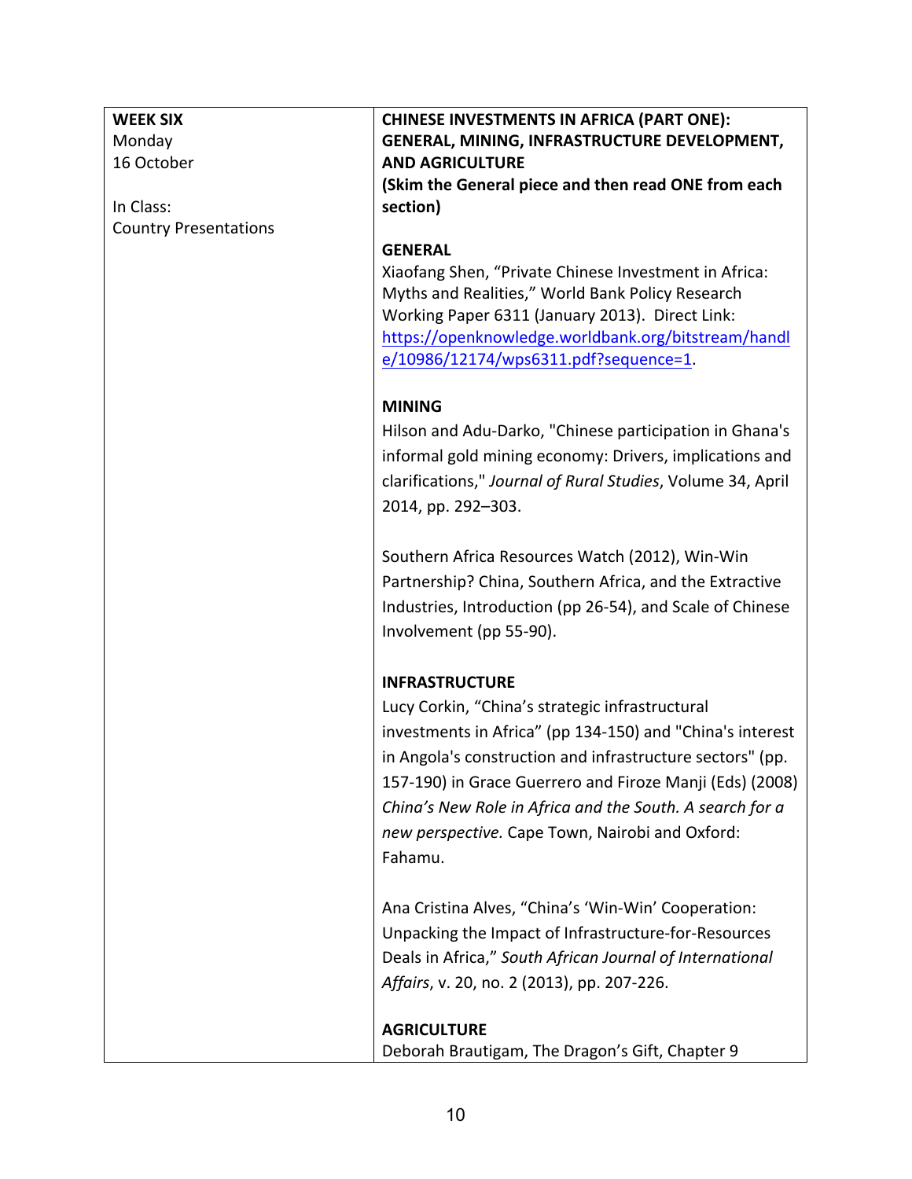| | |
|---|---|
| **WEEK SIX**<br>Monday<br>16 October<br><br>In Class:<br>Country Presentations | **CHINESE INVESTMENTS IN AFRICA (PART ONE): GENERAL, MINING, INFRASTRUCTURE DEVELOPMENT, AND AGRICULTURE**<br>**(Skim the General piece and then read ONE from each section)**<br><br>**GENERAL**<br>Xiaofang Shen, "Private Chinese Investment in Africa: Myths and Realities," World Bank Policy Research Working Paper 6311 (January 2013). Direct Link: https://openknowledge.worldbank.org/bitstream/handle/10986/12174/wps6311.pdf?sequence=1.<br><br>**MINING**<br>Hilson and Adu-Darko, "Chinese participation in Ghana's informal gold mining economy: Drivers, implications and clarifications," *Journal of Rural Studies*, Volume 34, April 2014, pp. 292–303.<br><br>Southern Africa Resources Watch (2012), Win-Win Partnership? China, Southern Africa, and the Extractive Industries, Introduction (pp 26-54), and Scale of Chinese Involvement (pp 55-90).<br><br>**INFRASTRUCTURE**<br>Lucy Corkin, "China's strategic infrastructural investments in Africa" (pp 134-150) and "China's interest in Angola's construction and infrastructure sectors" (pp. 157-190) in Grace Guerrero and Firoze Manji (Eds) (2008) *China's New Role in Africa and the South. A search for a new perspective.* Cape Town, Nairobi and Oxford: Fahamu.<br><br>Ana Cristina Alves, "China's 'Win-Win' Cooperation: Unpacking the Impact of Infrastructure-for-Resources Deals in Africa," *South African Journal of International Affairs*, v. 20, no. 2 (2013), pp. 207-226.<br><br>**AGRICULTURE**<br>Deborah Brautigam, The Dragon's Gift, Chapter 9 |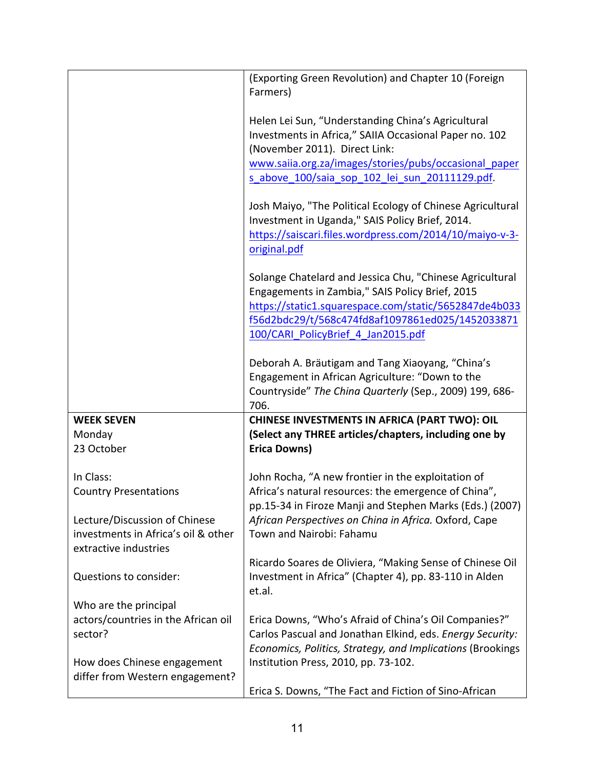| | |
|---|---|
| | (Exporting Green Revolution) and Chapter 10 (Foreign Farmers)<br><br>Helen Lei Sun, "Understanding China's Agricultural Investments in Africa," SAIIA Occasional Paper no. 102 (November 2011). Direct Link: www.saiia.org.za/images/stories/pubs/occasional_papers_above_100/saia_sop_102_lei_sun_20111129.pdf.<br><br>Josh Maiyo, "The Political Ecology of Chinese Agricultural Investment in Uganda," SAIS Policy Brief, 2014. https://saiscari.files.wordpress.com/2014/10/maiyo-v-3-original.pdf<br><br>Solange Chatelard and Jessica Chu, "Chinese Agricultural Engagements in Zambia," SAIS Policy Brief, 2015 https://static1.squarespace.com/static/5652847de4b033f56d2bdc29/t/568c474fd8af1097861ed025/1452033871100/CARI_PolicyBrief_4_Jan2015.pdf<br><br>Deborah A. Bräutigam and Tang Xiaoyang, "China's Engagement in African Agriculture: "Down to the Countryside" *The China Quarterly* (Sep., 2009) 199, 686-706. |
| **WEEK SEVEN**<br>Monday<br>23 October<br><br>In Class:<br>Country Presentations<br><br>Lecture/Discussion of Chinese investments in Africa's oil & other extractive industries<br><br>Questions to consider:<br><br>Who are the principal actors/countries in the African oil sector?<br><br>How does Chinese engagement differ from Western engagement? | **CHINESE INVESTMENTS IN AFRICA (PART TWO): OIL (Select any THREE articles/chapters, including one by Erica Downs)**<br><br>John Rocha, "A new frontier in the exploitation of Africa's natural resources: the emergence of China", pp.15-34 in Firoze Manji and Stephen Marks (Eds.) (2007) *African Perspectives on China in Africa.* Oxford, Cape Town and Nairobi: Fahamu<br><br>Ricardo Soares de Oliviera, "Making Sense of Chinese Oil Investment in Africa" (Chapter 4), pp. 83-110 in Alden et.al.<br><br>Erica Downs, "Who's Afraid of China's Oil Companies?" Carlos Pascual and Jonathan Elkind, eds. *Energy Security: Economics, Politics, Strategy, and Implications* (Brookings Institution Press, 2010, pp. 73-102.<br><br>Erica S. Downs, "The Fact and Fiction of Sino-African |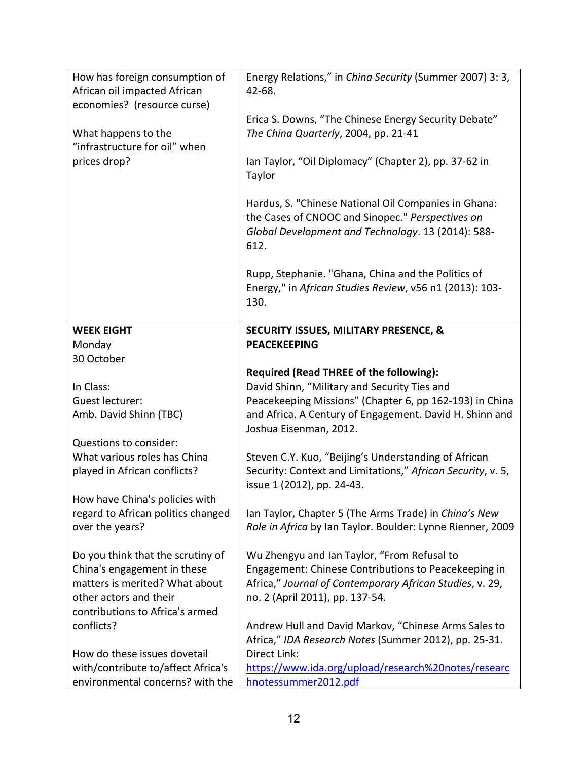| | |
|---|---|
| How has foreign consumption of African oil impacted African economies? (resource curse)<br><br>What happens to the "infrastructure for oil" when prices drop? | Energy Relations," in *China Security* (Summer 2007) 3: 3, 42-68.<br><br>Erica S. Downs, "The Chinese Energy Security Debate" *The China Quarterly*, 2004, pp. 21-41<br><br>Ian Taylor, "Oil Diplomacy" (Chapter 2), pp. 37-62 in Taylor<br><br>Hardus, S. "Chinese National Oil Companies in Ghana: the Cases of CNOOC and Sinopec." *Perspectives on Global Development and Technology*. 13 (2014): 588-612.<br><br>Rupp, Stephanie. "Ghana, China and the Politics of Energy," in *African Studies Review*, v56 n1 (2013): 103-130. |
| **WEEK EIGHT**<br>Monday<br>30 October<br><br>In Class:<br>Guest lecturer:<br>Amb. David Shinn (TBC)<br><br>Questions to consider:<br>What various roles has China played in African conflicts?<br><br>How have China's policies with regard to African politics changed over the years?<br><br>Do you think that the scrutiny of China's engagement in these matters is merited? What about other actors and their contributions to Africa's armed conflicts?<br><br>How do these issues dovetail with/contribute to/affect Africa's environmental concerns? with the | **SECURITY ISSUES, MILITARY PRESENCE, & PEACEKEEPING**<br><br>**Required (Read THREE of the following):**<br>David Shinn, "Military and Security Ties and Peacekeeping Missions" (Chapter 6, pp 162-193) in China and Africa. A Century of Engagement. David H. Shinn and Joshua Eisenman, 2012.<br><br>Steven C.Y. Kuo, "Beijing's Understanding of African Security: Context and Limitations," *African Security*, v. 5, issue 1 (2012), pp. 24-43.<br><br>Ian Taylor, Chapter 5 (The Arms Trade) in *China's New Role in Africa* by Ian Taylor. Boulder: Lynne Rienner, 2009<br><br>Wu Zhengyu and Ian Taylor, "From Refusal to Engagement: Chinese Contributions to Peacekeeping in Africa," *Journal of Contemporary African Studies*, v. 29, no. 2 (April 2011), pp. 137-54.<br><br>Andrew Hull and David Markov, "Chinese Arms Sales to Africa," *IDA Research Notes* (Summer 2012), pp. 25-31. Direct Link:<br>https://www.ida.org/upload/research%20notes/researchnotessummer2012.pdf |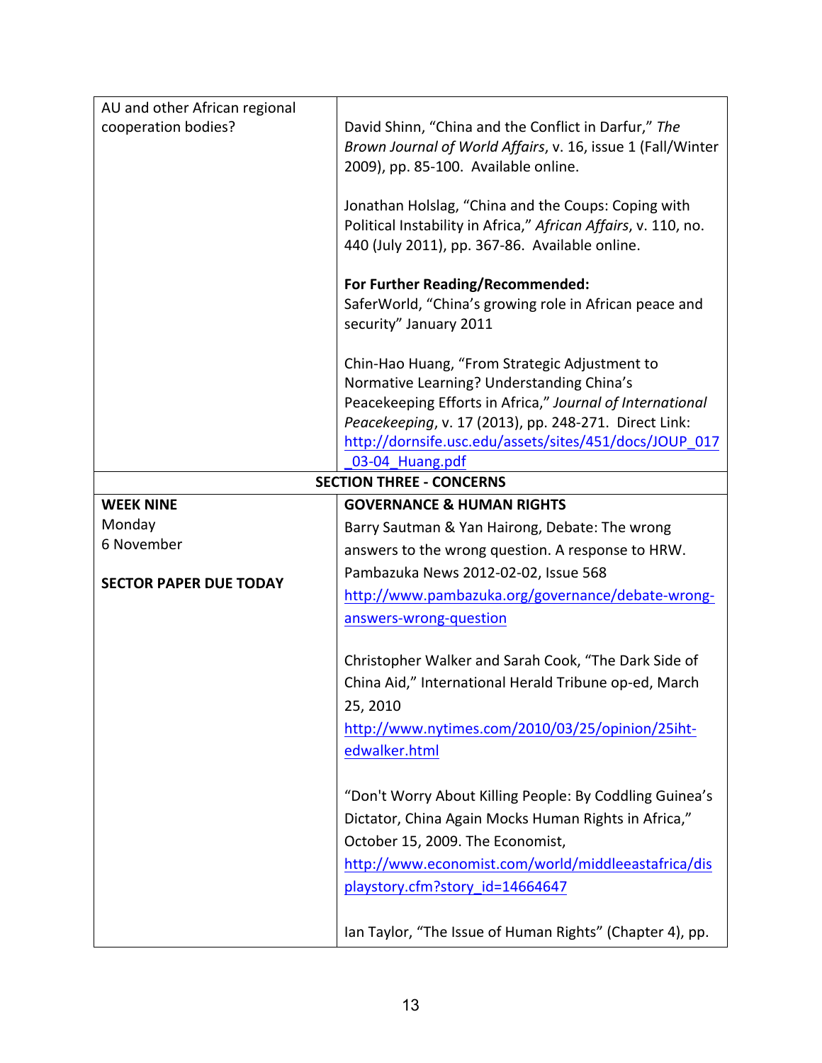| | |
|---|---|
| AU and other African regional cooperation bodies? | David Shinn, "China and the Conflict in Darfur," *The Brown Journal of World Affairs*, v. 16, issue 1 (Fall/Winter 2009), pp. 85-100. Available online.<br><br>Jonathan Holslag, "China and the Coups: Coping with Political Instability in Africa," *African Affairs*, v. 110, no. 440 (July 2011), pp. 367-86. Available online.<br><br>**For Further Reading/Recommended:**<br>SaferWorld, "China's growing role in African peace and security" January 2011<br><br>Chin-Hao Huang, "From Strategic Adjustment to Normative Learning? Understanding China's Peacekeeping Efforts in Africa," *Journal of International Peacekeeping*, v. 17 (2013), pp. 248-271. Direct Link: http://dornsife.usc.edu/assets/sites/451/docs/JOUP_017_03-04_Huang.pdf |
| **SECTION THREE - CONCERNS** | |
| **WEEK NINE**<br>Monday<br>6 November<br><br>**SECTOR PAPER DUE TODAY** | **GOVERNANCE & HUMAN RIGHTS**<br>Barry Sautman & Yan Hairong, Debate: The wrong answers to the wrong question. A response to HRW. Pambazuka News 2012-02-02, Issue 568 http://www.pambazuka.org/governance/debate-wrong-answers-wrong-question<br><br>Christopher Walker and Sarah Cook, "The Dark Side of China Aid," International Herald Tribune op-ed, March 25, 2010 http://www.nytimes.com/2010/03/25/opinion/25iht-edwalker.html<br><br>"Don't Worry About Killing People: By Coddling Guinea's Dictator, China Again Mocks Human Rights in Africa," October 15, 2009. The Economist, http://www.economist.com/world/middleeastafrica/displaystory.cfm?story_id=14664647<br><br>Ian Taylor, "The Issue of Human Rights" (Chapter 4), pp. |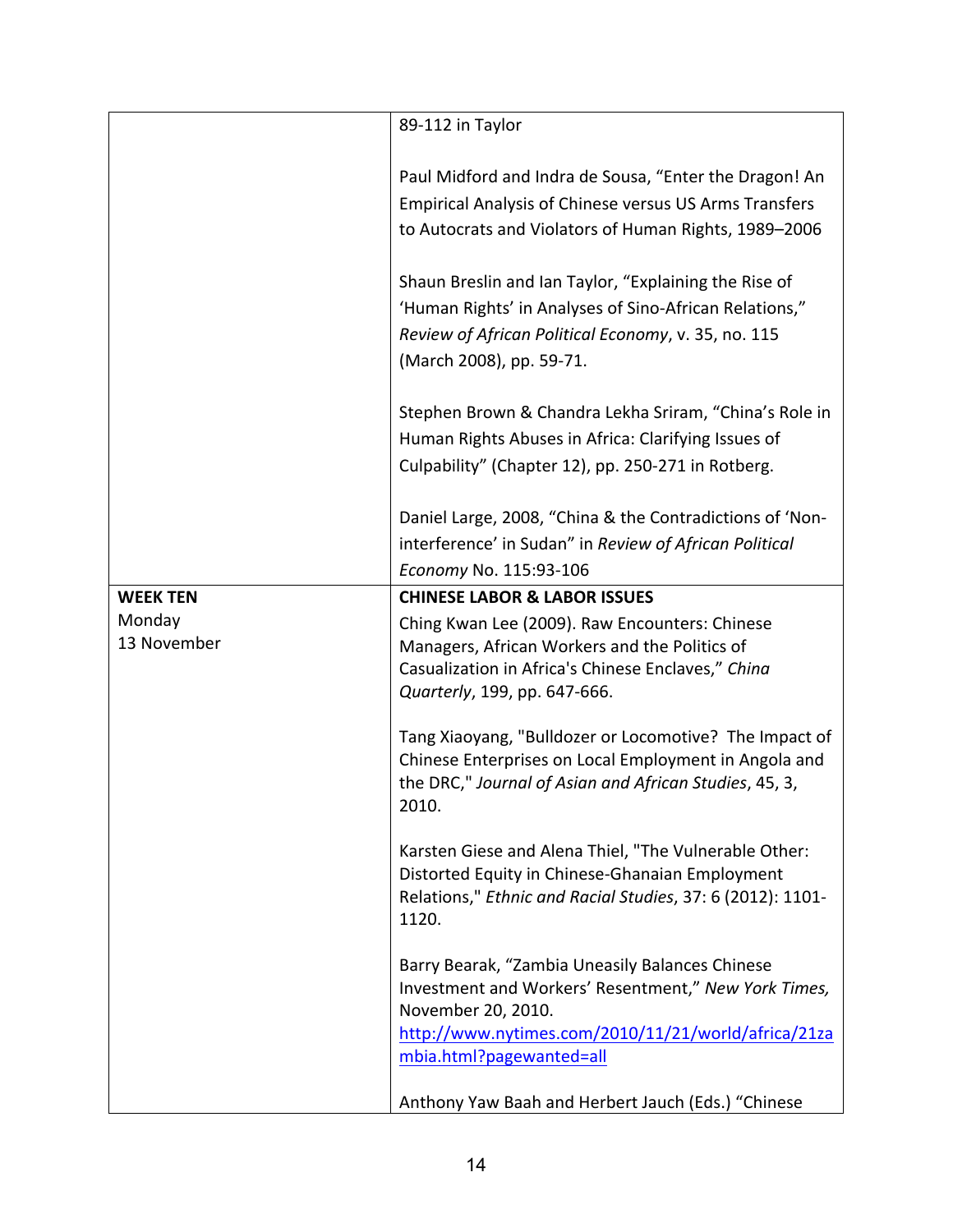| | |
|---|---|
| | 89-112 in Taylor<br><br>Paul Midford and Indra de Sousa, "Enter the Dragon! An Empirical Analysis of Chinese versus US Arms Transfers to Autocrats and Violators of Human Rights, 1989–2006<br><br>Shaun Breslin and Ian Taylor, "Explaining the Rise of 'Human Rights' in Analyses of Sino-African Relations," *Review of African Political Economy*, v. 35, no. 115 (March 2008), pp. 59-71.<br><br>Stephen Brown & Chandra Lekha Sriram, "China's Role in Human Rights Abuses in Africa: Clarifying Issues of Culpability" (Chapter 12), pp. 250-271 in Rotberg.<br><br>Daniel Large, 2008, "China & the Contradictions of 'Non-interference' in Sudan" in *Review of African Political Economy* No. 115:93-106 |
| **WEEK TEN**<br>Monday<br>13 November | **CHINESE LABOR & LABOR ISSUES**<br>Ching Kwan Lee (2009). Raw Encounters: Chinese Managers, African Workers and the Politics of Casualization in Africa's Chinese Enclaves," *China Quarterly*, 199, pp. 647-666.<br><br>Tang Xiaoyang, "Bulldozer or Locomotive? The Impact of Chinese Enterprises on Local Employment in Angola and the DRC," *Journal of Asian and African Studies*, 45, 3, 2010.<br><br>Karsten Giese and Alena Thiel, "The Vulnerable Other: Distorted Equity in Chinese-Ghanaian Employment Relations," *Ethnic and Racial Studies*, 37: 6 (2012): 1101-1120.<br><br>Barry Bearak, "Zambia Uneasily Balances Chinese Investment and Workers' Resentment," *New York Times,* November 20, 2010.<br>http://www.nytimes.com/2010/11/21/world/africa/21zambia.html?pagewanted=all<br><br>Anthony Yaw Baah and Herbert Jauch (Eds.) "Chinese |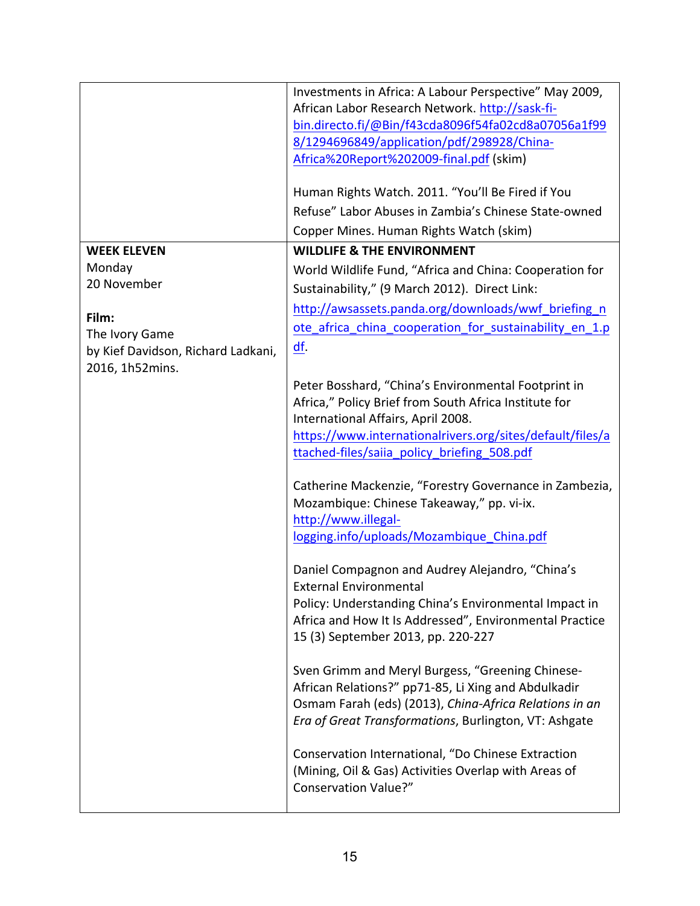| | |
|---|---|
| | Investments in Africa: A Labour Perspective" May 2009, African Labor Research Network. http://sask-fi-bin.directo.fi/@Bin/f43cda8096f54fa02cd8a07056a1f998/1294696849/application/pdf/298928/China-Africa%20Report%202009-final.pdf (skim)<br><br>Human Rights Watch. 2011. "You'll Be Fired if You Refuse" Labor Abuses in Zambia's Chinese State-owned Copper Mines. Human Rights Watch (skim) |
| **WEEK ELEVEN**<br>Monday<br>20 November<br><br>**Film:**<br>The Ivory Game<br>by Kief Davidson, Richard Ladkani, 2016, 1h52mins. | **WILDLIFE & THE ENVIRONMENT**<br>World Wildlife Fund, "Africa and China: Cooperation for Sustainability," (9 March 2012). Direct Link: http://awsassets.panda.org/downloads/wwf_briefing_note_africa_china_cooperation_for_sustainability_en_1.pdf.<br><br>Peter Bosshard, "China's Environmental Footprint in Africa," Policy Brief from South Africa Institute for International Affairs, April 2008. https://www.internationalrivers.org/sites/default/files/attached-files/saiia_policy_briefing_508.pdf<br><br>Catherine Mackenzie, "Forestry Governance in Zambezia, Mozambique: Chinese Takeaway," pp. vi-ix. http://www.illegal-logging.info/uploads/Mozambique_China.pdf<br><br>Daniel Compagnon and Audrey Alejandro, "China's External Environmental Policy: Understanding China's Environmental Impact in Africa and How It Is Addressed", Environmental Practice 15 (3) September 2013, pp. 220-227<br><br>Sven Grimm and Meryl Burgess, "Greening Chinese-African Relations?" pp71-85, Li Xing and Abdulkadir Osmam Farah (eds) (2013), *China-Africa Relations in an Era of Great Transformations*, Burlington, VT: Ashgate<br><br>Conservation International, "Do Chinese Extraction (Mining, Oil & Gas) Activities Overlap with Areas of Conservation Value?" |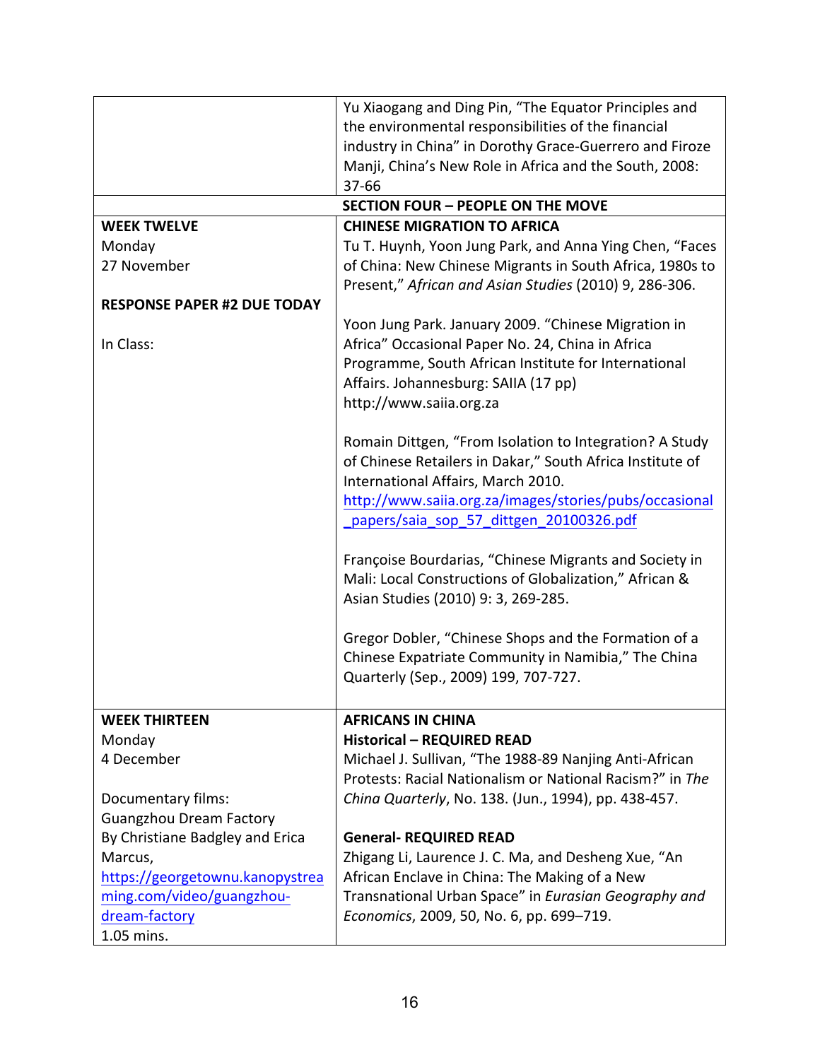| | |
|---|---|
| | Yu Xiaogang and Ding Pin, "The Equator Principles and the environmental responsibilities of the financial industry in China" in Dorothy Grace-Guerrero and Firoze Manji, China's New Role in Africa and the South, 2008: 37-66 |
| | **SECTION FOUR – PEOPLE ON THE MOVE** |
| **WEEK TWELVE**<br>Monday<br>27 November<br><br>**RESPONSE PAPER #2 DUE TODAY**<br><br>In Class: | **CHINESE MIGRATION TO AFRICA**<br>Tu T. Huynh, Yoon Jung Park, and Anna Ying Chen, "Faces of China: New Chinese Migrants in South Africa, 1980s to Present," *African and Asian Studies* (2010) 9, 286-306.<br><br>Yoon Jung Park. January 2009. "Chinese Migration in Africa" Occasional Paper No. 24, China in Africa Programme, South African Institute for International Affairs. Johannesburg: SAIIA (17 pp) http://www.saiia.org.za<br><br>Romain Dittgen, "From Isolation to Integration? A Study of Chinese Retailers in Dakar," South Africa Institute of International Affairs, March 2010. http://www.saiia.org.za/images/stories/pubs/occasional_papers/saia_sop_57_dittgen_20100326.pdf<br><br>Françoise Bourdarias, "Chinese Migrants and Society in Mali: Local Constructions of Globalization," African & Asian Studies (2010) 9: 3, 269-285.<br><br>Gregor Dobler, "Chinese Shops and the Formation of a Chinese Expatriate Community in Namibia," The China Quarterly (Sep., 2009) 199, 707-727. |
| **WEEK THIRTEEN**<br>Monday<br>4 December<br><br>Documentary films:<br>Guangzhou Dream Factory<br>By Christiane Badgley and Erica Marcus,<br>https://georgetownu.kanopystreaming.com/video/guangzhou-dream-factory<br>1.05 mins. | **AFRICANS IN CHINA**<br>**Historical – REQUIRED READ**<br>Michael J. Sullivan, "The 1988-89 Nanjing Anti-African Protests: Racial Nationalism or National Racism?" in *The China Quarterly*, No. 138. (Jun., 1994), pp. 438-457.<br><br>**General- REQUIRED READ**<br>Zhigang Li, Laurence J. C. Ma, and Desheng Xue, "An African Enclave in China: The Making of a New Transnational Urban Space" in *Eurasian Geography and Economics*, 2009, 50, No. 6, pp. 699–719. |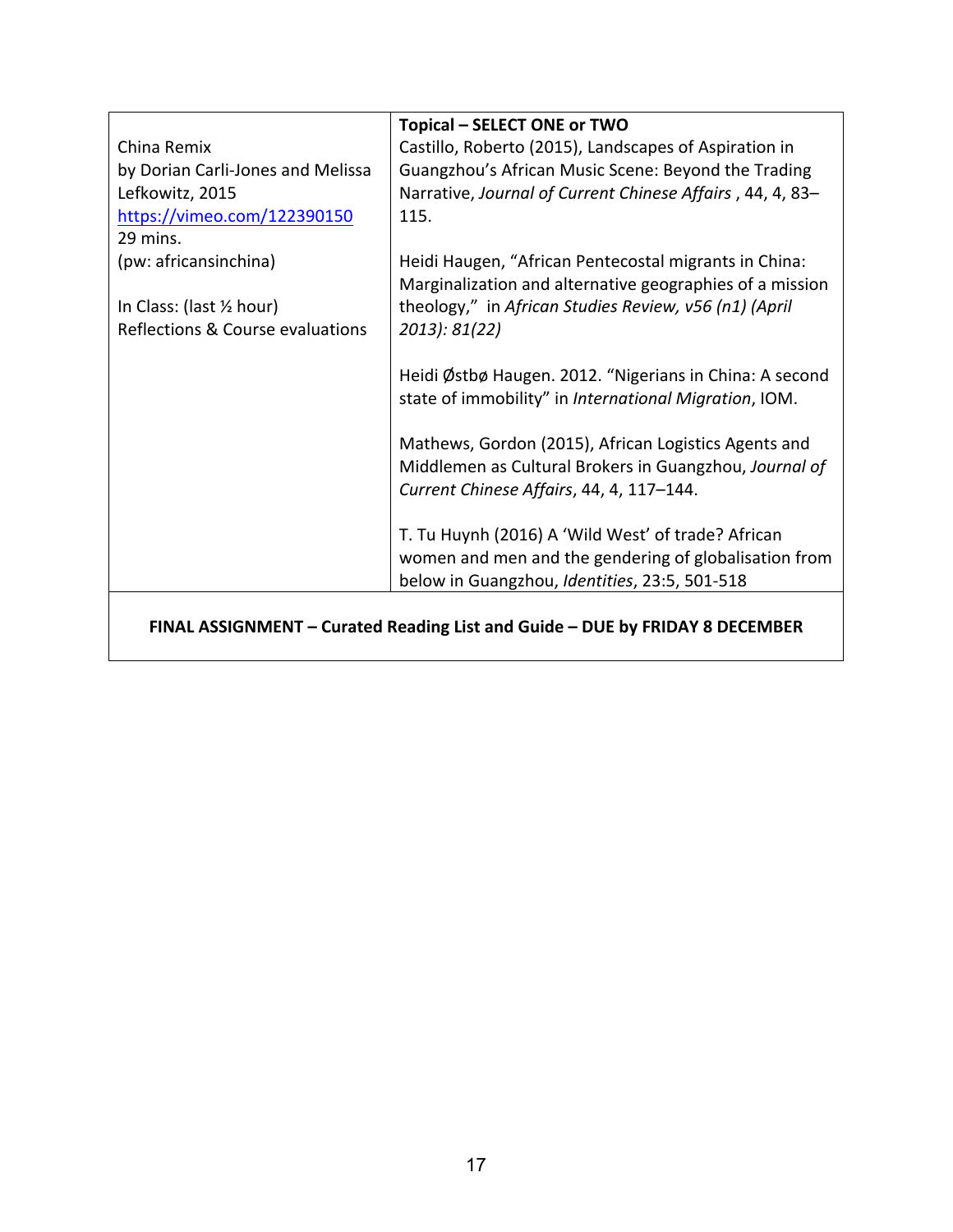| | |
|---|---|
| China Remix<br>by Dorian Carli-Jones and Melissa Lefkowitz, 2015<br>https://vimeo.com/122390150<br>29 mins.<br>(pw: africansinchina)<br><br>In Class: (last ½ hour)<br>Reflections & Course evaluations | **Topical – SELECT ONE or TWO**<br>Castillo, Roberto (2015), Landscapes of Aspiration in Guangzhou's African Music Scene: Beyond the Trading Narrative, *Journal of Current Chinese Affairs* , 44, 4, 83–115.<br><br>Heidi Haugen, "African Pentecostal migrants in China: Marginalization and alternative geographies of a mission theology," in *African Studies Review, v56 (n1) (April 2013): 81(22)*<br><br>Heidi Østbø Haugen. 2012. "Nigerians in China: A second state of immobility" in *International Migration*, IOM.<br><br>Mathews, Gordon (2015), African Logistics Agents and Middlemen as Cultural Brokers in Guangzhou, *Journal of Current Chinese Affairs*, 44, 4, 117–144.<br><br>T. Tu Huynh (2016) A 'Wild West' of trade? African women and men and the gendering of globalisation from below in Guangzhou, *Identities*, 23:5, 501-518 |
| **FINAL ASSIGNMENT – Curated Reading List and Guide – DUE by FRIDAY 8 DECEMBER** | |